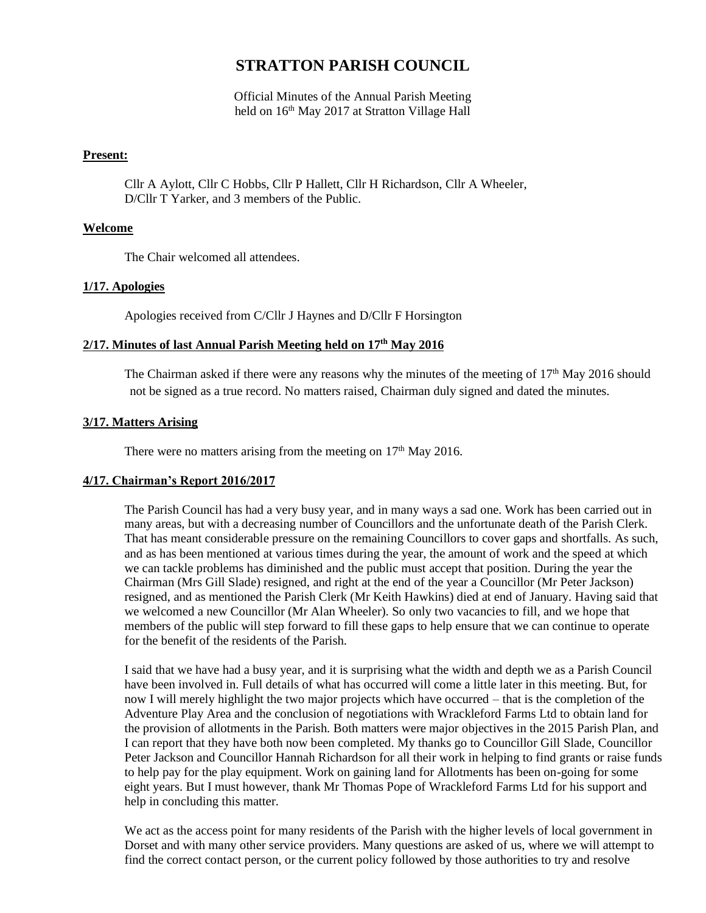# STRATTON PARISH COUNCIL

Official Minutes of the Annual Parish Meeting
held on 16th May 2017 at Stratton Village Hall

**Present:**

Cllr A Aylott, Cllr C Hobbs, Cllr P Hallett, Cllr H Richardson, Cllr A Wheeler, D/Cllr T Yarker, and 3 members of the Public.

**Welcome**

The Chair welcomed all attendees.

**1/17. Apologies**

Apologies received from C/Cllr J Haynes and D/Cllr F Horsington

**2/17. Minutes of last Annual Parish Meeting held on 17th May 2016**

The Chairman asked if there were any reasons why the minutes of the meeting of 17th May 2016 should not be signed as a true record. No matters raised, Chairman duly signed and dated the minutes.

**3/17. Matters Arising**

There were no matters arising from the meeting on 17th May 2016.

**4/17. Chairman's Report 2016/2017**

The Parish Council has had a very busy year, and in many ways a sad one. Work has been carried out in many areas, but with a decreasing number of Councillors and the unfortunate death of the Parish Clerk. That has meant considerable pressure on the remaining Councillors to cover gaps and shortfalls. As such, and as has been mentioned at various times during the year, the amount of work and the speed at which we can tackle problems has diminished and the public must accept that position. During the year the Chairman (Mrs Gill Slade) resigned, and right at the end of the year a Councillor (Mr Peter Jackson) resigned, and as mentioned the Parish Clerk (Mr Keith Hawkins) died at end of January. Having said that we welcomed a new Councillor (Mr Alan Wheeler). So only two vacancies to fill, and we hope that members of the public will step forward to fill these gaps to help ensure that we can continue to operate for the benefit of the residents of the Parish.

I said that we have had a busy year, and it is surprising what the width and depth we as a Parish Council have been involved in. Full details of what has occurred will come a little later in this meeting. But, for now I will merely highlight the two major projects which have occurred – that is the completion of the Adventure Play Area and the conclusion of negotiations with Wrackleford Farms Ltd to obtain land for the provision of allotments in the Parish. Both matters were major objectives in the 2015 Parish Plan, and I can report that they have both now been completed. My thanks go to Councillor Gill Slade, Councillor Peter Jackson and Councillor Hannah Richardson for all their work in helping to find grants or raise funds to help pay for the play equipment. Work on gaining land for Allotments has been on-going for some eight years. But I must however, thank Mr Thomas Pope of Wrackleford Farms Ltd for his support and help in concluding this matter.

We act as the access point for many residents of the Parish with the higher levels of local government in Dorset and with many other service providers. Many questions are asked of us, where we will attempt to find the correct contact person, or the current policy followed by those authorities to try and resolve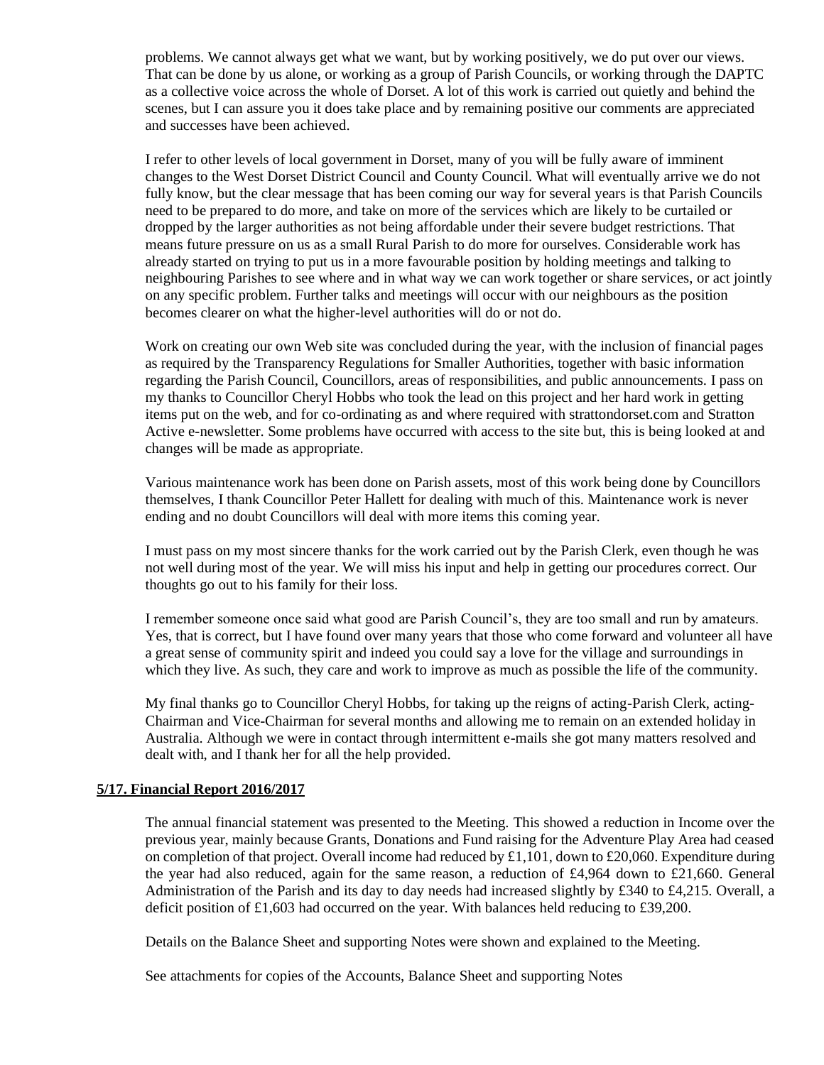problems. We cannot always get what we want, but by working positively, we do put over our views. That can be done by us alone, or working as a group of Parish Councils, or working through the DAPTC as a collective voice across the whole of Dorset. A lot of this work is carried out quietly and behind the scenes, but I can assure you it does take place and by remaining positive our comments are appreciated and successes have been achieved.

I refer to other levels of local government in Dorset, many of you will be fully aware of imminent changes to the West Dorset District Council and County Council. What will eventually arrive we do not fully know, but the clear message that has been coming our way for several years is that Parish Councils need to be prepared to do more, and take on more of the services which are likely to be curtailed or dropped by the larger authorities as not being affordable under their severe budget restrictions. That means future pressure on us as a small Rural Parish to do more for ourselves. Considerable work has already started on trying to put us in a more favourable position by holding meetings and talking to neighbouring Parishes to see where and in what way we can work together or share services, or act jointly on any specific problem. Further talks and meetings will occur with our neighbours as the position becomes clearer on what the higher-level authorities will do or not do.

Work on creating our own Web site was concluded during the year, with the inclusion of financial pages as required by the Transparency Regulations for Smaller Authorities, together with basic information regarding the Parish Council, Councillors, areas of responsibilities, and public announcements. I pass on my thanks to Councillor Cheryl Hobbs who took the lead on this project and her hard work in getting items put on the web, and for co-ordinating as and where required with strattondorset.com and Stratton Active e-newsletter. Some problems have occurred with access to the site but, this is being looked at and changes will be made as appropriate.

Various maintenance work has been done on Parish assets, most of this work being done by Councillors themselves, I thank Councillor Peter Hallett for dealing with much of this. Maintenance work is never ending and no doubt Councillors will deal with more items this coming year.

I must pass on my most sincere thanks for the work carried out by the Parish Clerk, even though he was not well during most of the year. We will miss his input and help in getting our procedures correct. Our thoughts go out to his family for their loss.

I remember someone once said what good are Parish Council's, they are too small and run by amateurs. Yes, that is correct, but I have found over many years that those who come forward and volunteer all have a great sense of community spirit and indeed you could say a love for the village and surroundings in which they live. As such, they care and work to improve as much as possible the life of the community.

My final thanks go to Councillor Cheryl Hobbs, for taking up the reigns of acting-Parish Clerk, acting-Chairman and Vice-Chairman for several months and allowing me to remain on an extended holiday in Australia. Although we were in contact through intermittent e-mails she got many matters resolved and dealt with, and I thank her for all the help provided.

**5/17. Financial Report 2016/2017**

The annual financial statement was presented to the Meeting. This showed a reduction in Income over the previous year, mainly because Grants, Donations and Fund raising for the Adventure Play Area had ceased on completion of that project. Overall income had reduced by £1,101, down to £20,060. Expenditure during the year had also reduced, again for the same reason, a reduction of £4,964 down to £21,660. General Administration of the Parish and its day to day needs had increased slightly by £340 to £4,215. Overall, a deficit position of £1,603 had occurred on the year. With balances held reducing to £39,200.

Details on the Balance Sheet and supporting Notes were shown and explained to the Meeting.

See attachments for copies of the Accounts, Balance Sheet and supporting Notes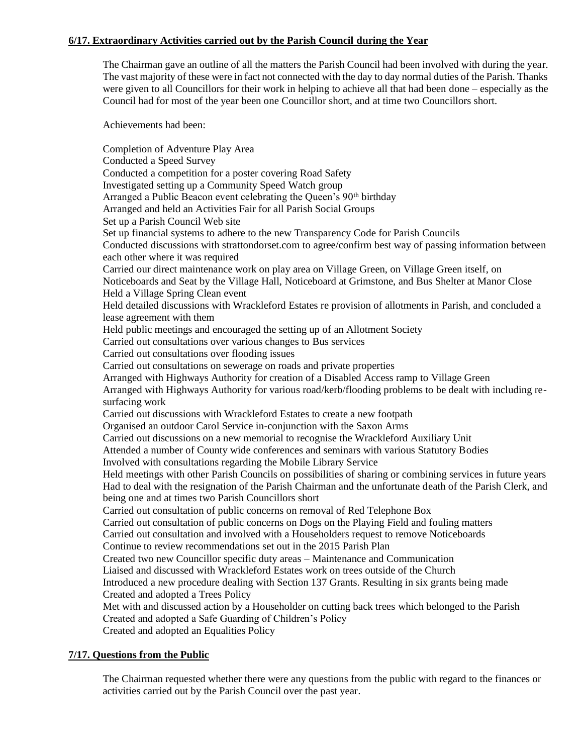## 6/17. Extraordinary Activities carried out by the Parish Council during the Year

The Chairman gave an outline of all the matters the Parish Council had been involved with during the year. The vast majority of these were in fact not connected with the day to day normal duties of the Parish. Thanks were given to all Councillors for their work in helping to achieve all that had been done – especially as the Council had for most of the year been one Councillor short, and at time two Councillors short.

Achievements had been:

Completion of Adventure Play Area
Conducted a Speed Survey
Conducted a competition for a poster covering Road Safety
Investigated setting up a Community Speed Watch group
Arranged a Public Beacon event celebrating the Queen's 90th birthday
Arranged and held an Activities Fair for all Parish Social Groups
Set up a Parish Council Web site
Set up financial systems to adhere to the new Transparency Code for Parish Councils
Conducted discussions with strattondorset.com to agree/confirm best way of passing information between each other where it was required
Carried our direct maintenance work on play area on Village Green, on Village Green itself, on Noticeboards and Seat by the Village Hall, Noticeboard at Grimstone, and Bus Shelter at Manor Close
Held a Village Spring Clean event
Held detailed discussions with Wrackleford Estates re provision of allotments in Parish, and concluded a lease agreement with them
Held public meetings and encouraged the setting up of an Allotment Society
Carried out consultations over various changes to Bus services
Carried out consultations over flooding issues
Carried out consultations on sewerage on roads and private properties
Arranged with Highways Authority for creation of a Disabled Access ramp to Village Green
Arranged with Highways Authority for various road/kerb/flooding problems to be dealt with including re-surfacing work
Carried out discussions with Wrackleford Estates to create a new footpath
Organised an outdoor Carol Service in-conjunction with the Saxon Arms
Carried out discussions on a new memorial to recognise the Wrackleford Auxiliary Unit
Attended a number of County wide conferences and seminars with various Statutory Bodies
Involved with consultations regarding the Mobile Library Service
Held meetings with other Parish Councils on possibilities of sharing or combining services in future years
Had to deal with the resignation of the Parish Chairman and the unfortunate death of the Parish Clerk, and being one and at times two Parish Councillors short
Carried out consultation of public concerns on removal of Red Telephone Box
Carried out consultation of public concerns on Dogs on the Playing Field and fouling matters
Carried out consultation and involved with a Householders request to remove Noticeboards
Continue to review recommendations set out in the 2015 Parish Plan
Created two new Councillor specific duty areas – Maintenance and Communication
Liaised and discussed with Wrackleford Estates work on trees outside of the Church
Introduced a new procedure dealing with Section 137 Grants. Resulting in six grants being made
Created and adopted a Trees Policy
Met with and discussed action by a Householder on cutting back trees which belonged to the Parish
Created and adopted a Safe Guarding of Children's Policy
Created and adopted an Equalities Policy

## 7/17. Questions from the Public

The Chairman requested whether there were any questions from the public with regard to the finances or activities carried out by the Parish Council over the past year.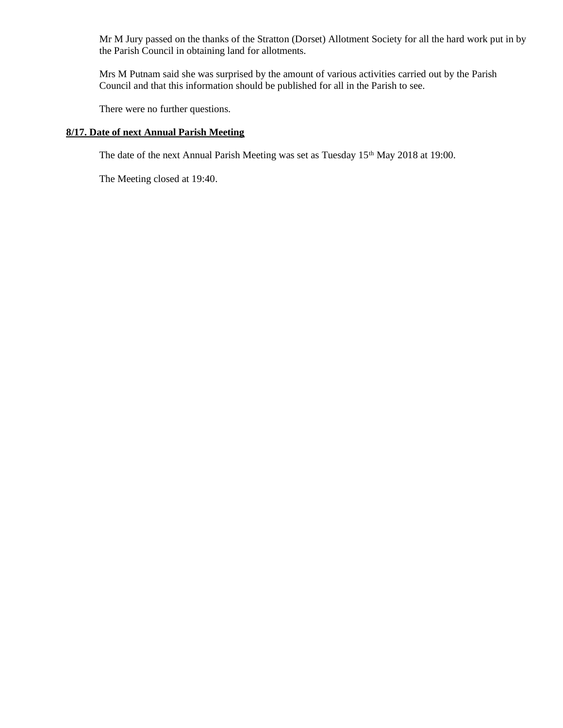Mr M Jury passed on the thanks of the Stratton (Dorset) Allotment Society for all the hard work put in by the Parish Council in obtaining land for allotments.

Mrs M Putnam said she was surprised by the amount of various activities carried out by the Parish Council and that this information should be published for all in the Parish to see.

There were no further questions.

**8/17. Date of next Annual Parish Meeting**

The date of the next Annual Parish Meeting was set as Tuesday 15th May 2018 at 19:00.

The Meeting closed at 19:40.